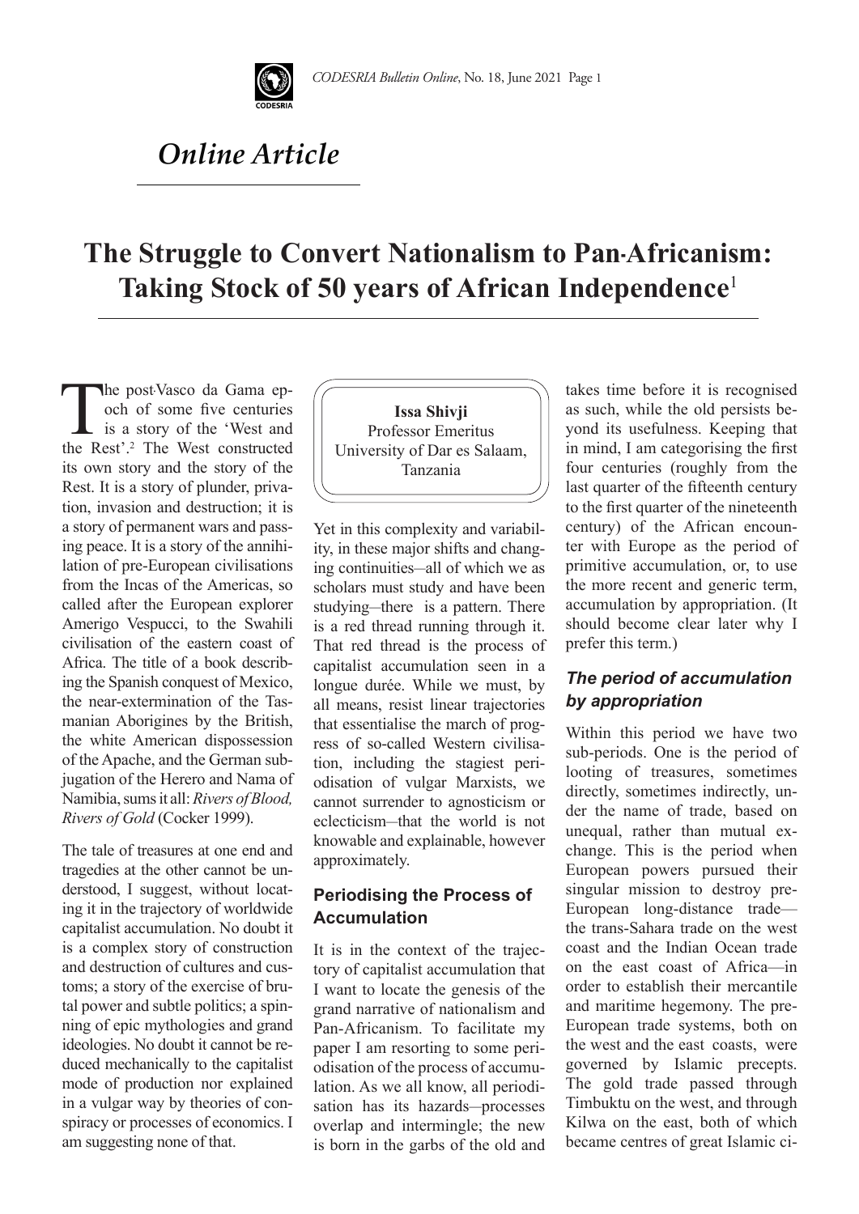*Online Article*

# The Struggle to Convert Nationalism to Pan-Africanism: Taking Stock of 50 years of African Independence[1]

**Issa Shivji**
Professor Emeritus
University of Dar es Salaam, Tanzania

The post-Vasco da Gama epoch of some five centuries is a story of the 'West and the Rest'.[2] The West constructed its own story and the story of the Rest. It is a story of plunder, privation, invasion and destruction; it is a story of permanent wars and passing peace. It is a story of the annihilation of pre-European civilisations from the Incas of the Americas, so called after the European explorer Amerigo Vespucci, to the Swahili civilisation of the eastern coast of Africa. The title of a book describing the Spanish conquest of Mexico, the near-extermination of the Tasmanian Aborigines by the British, the white American dispossession of the Apache, and the German subjugation of the Herero and Nama of Namibia, sums it all: *Rivers of Blood, Rivers of Gold* (Cocker 1999).

The tale of treasures at one end and tragedies at the other cannot be understood, I suggest, without locating it in the trajectory of worldwide capitalist accumulation. No doubt it is a complex story of construction and destruction of cultures and customs; a story of the exercise of brutal power and subtle politics; a spinning of epic mythologies and grand ideologies. No doubt it cannot be reduced mechanically to the capitalist mode of production nor explained in a vulgar way by theories of conspiracy or processes of economics. I am suggesting none of that.

Yet in this complexity and variability, in these major shifts and changing continuities—all of which we as scholars must study and have been studying—there is a pattern. There is a red thread running through it. That red thread is the process of capitalist accumulation seen in a longue durée. While we must, by all means, resist linear trajectories that essentialise the march of progress of so-called Western civilisation, including the stagiest periodisation of vulgar Marxists, we cannot surrender to agnosticism or eclecticism—that the world is not knowable and explainable, however approximately.

### Periodising the Process of Accumulation

It is in the context of the trajectory of capitalist accumulation that I want to locate the genesis of the grand narrative of nationalism and Pan-Africanism. To facilitate my paper I am resorting to some periodisation of the process of accumulation. As we all know, all periodisation has its hazards—processes overlap and intermingle; the new is born in the garbs of the old and takes time before it is recognised as such, while the old persists beyond its usefulness. Keeping that in mind, I am categorising the first four centuries (roughly from the last quarter of the fifteenth century to the first quarter of the nineteenth century) of the African encounter with Europe as the period of primitive accumulation, or, to use the more recent and generic term, accumulation by appropriation. (It should become clear later why I prefer this term.)

### *The period of accumulation by appropriation*

Within this period we have two sub-periods. One is the period of looting of treasures, sometimes directly, sometimes indirectly, under the name of trade, based on unequal, rather than mutual exchange. This is the period when European powers pursued their singular mission to destroy pre-European long-distance trade—the trans-Sahara trade on the west coast and the Indian Ocean trade on the east coast of Africa—in order to establish their mercantile and maritime hegemony. The pre-European trade systems, both on the west and the east coasts, were governed by Islamic precepts. The gold trade passed through Timbuktu on the west, and through Kilwa on the east, both of which became centres of great Islamic ci-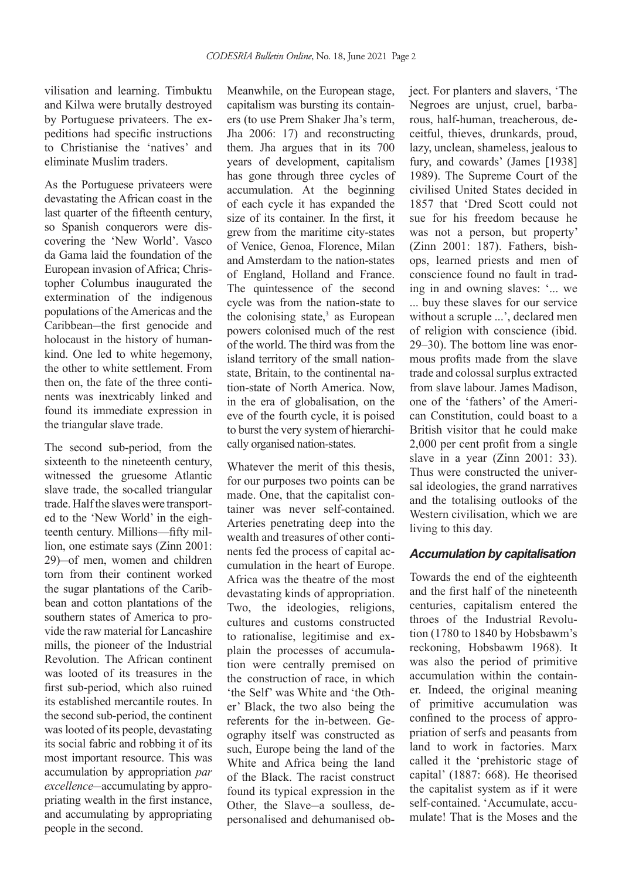vilisation and learning. Timbuktu and Kilwa were brutally destroyed by Portuguese privateers. The expeditions had specific instructions to Christianise the 'natives' and eliminate Muslim traders.

As the Portuguese privateers were devastating the African coast in the last quarter of the fifteenth century, so Spanish conquerors were discovering the 'New World'. Vasco da Gama laid the foundation of the European invasion of Africa; Christopher Columbus inaugurated the extermination of the indigenous populations of the Americas and the Caribbean–the first genocide and holocaust in the history of humankind. One led to white hegemony, the other to white settlement. From then on, the fate of the three continents was inextricably linked and found its immediate expression in the triangular slave trade.

The second sub-period, from the sixteenth to the nineteenth century, witnessed the gruesome Atlantic slave trade, the so-called triangular trade. Half the slaves were transported to the 'New World' in the eighteenth century. Millions—fifty million, one estimate says (Zinn 2001: 29)–of men, women and children torn from their continent worked the sugar plantations of the Caribbean and cotton plantations of the southern states of America to provide the raw material for Lancashire mills, the pioneer of the Industrial Revolution. The African continent was looted of its treasures in the first sub-period, which also ruined its established mercantile routes. In the second sub-period, the continent was looted of its people, devastating its social fabric and robbing it of its most important resource. This was accumulation by appropriation *par excellence*–accumulating by appropriating wealth in the first instance, and accumulating by appropriating people in the second.

Meanwhile, on the European stage, capitalism was bursting its containers (to use Prem Shaker Jha's term, Jha 2006: 17) and reconstructing them. Jha argues that in its 700 years of development, capitalism has gone through three cycles of accumulation. At the beginning of each cycle it has expanded the size of its container. In the first, it grew from the maritime city-states of Venice, Genoa, Florence, Milan and Amsterdam to the nation-states of England, Holland and France. The quintessence of the second cycle was from the nation-state to the colonising state,[3] as European powers colonised much of the rest of the world. The third was from the island territory of the small nation-state, Britain, to the continental nation-state of North America. Now, in the era of globalisation, on the eve of the fourth cycle, it is poised to burst the very system of hierarchically organised nation-states.

Whatever the merit of this thesis, for our purposes two points can be made. One, that the capitalist container was never self-contained. Arteries penetrating deep into the wealth and treasures of other continents fed the process of capital accumulation in the heart of Europe. Africa was the theatre of the most devastating kinds of appropriation. Two, the ideologies, religions, cultures and customs constructed to rationalise, legitimise and explain the processes of accumulation were centrally premised on the construction of race, in which 'the Self' was White and 'the Other' Black, the two also being the referents for the in-between. Geography itself was constructed as such, Europe being the land of the White and Africa being the land of the Black. The racist construct found its typical expression in the Other, the Slave–a soulless, depersonalised and dehumanised object. For planters and slavers, 'The Negroes are unjust, cruel, barbarous, half-human, treacherous, deceitful, thieves, drunkards, proud, lazy, unclean, shameless, jealous to fury, and cowards' (James [1938] 1989). The Supreme Court of the civilised United States decided in 1857 that 'Dred Scott could not sue for his freedom because he was not a person, but property' (Zinn 2001: 187). Fathers, bishops, learned priests and men of conscience found no fault in trading in and owning slaves: '... we ... buy these slaves for our service without a scruple ...', declared men of religion with conscience (ibid. 29–30). The bottom line was enormous profits made from the slave trade and colossal surplus extracted from slave labour. James Madison, one of the 'fathers' of the American Constitution, could boast to a British visitor that he could make 2,000 per cent profit from a single slave in a year (Zinn 2001: 33). Thus were constructed the universal ideologies, the grand narratives and the totalising outlooks of the Western civilisation, which we are living to this day.

### *Accumulation by capitalisation*

Towards the end of the eighteenth and the first half of the nineteenth centuries, capitalism entered the throes of the Industrial Revolution (1780 to 1840 by Hobsbawm's reckoning, Hobsbawm 1968). It was also the period of primitive accumulation within the container. Indeed, the original meaning of primitive accumulation was confined to the process of appropriation of serfs and peasants from land to work in factories. Marx called it the 'prehistoric stage of capital' (1887: 668). He theorised the capitalist system as if it were self-contained. 'Accumulate, accumulate! That is the Moses and the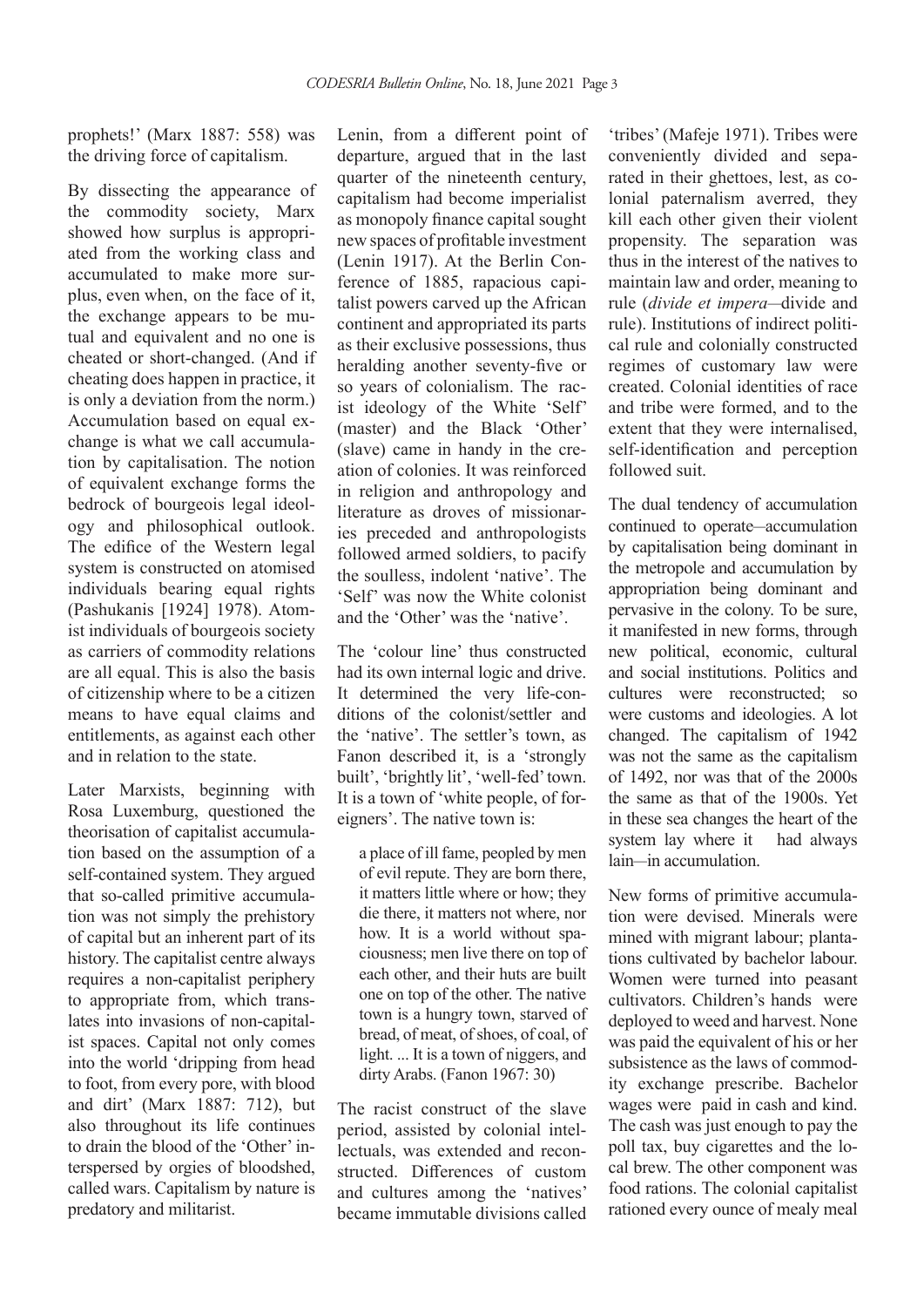prophets!' (Marx 1887: 558) was the driving force of capitalism.

By dissecting the appearance of the commodity society, Marx showed how surplus is appropriated from the working class and accumulated to make more surplus, even when, on the face of it, the exchange appears to be mutual and equivalent and no one is cheated or short-changed. (And if cheating does happen in practice, it is only a deviation from the norm.) Accumulation based on equal exchange is what we call accumulation by capitalisation. The notion of equivalent exchange forms the bedrock of bourgeois legal ideology and philosophical outlook. The edifice of the Western legal system is constructed on atomised individuals bearing equal rights (Pashukanis [1924] 1978). Atomist individuals of bourgeois society as carriers of commodity relations are all equal. This is also the basis of citizenship where to be a citizen means to have equal claims and entitlements, as against each other and in relation to the state.

Later Marxists, beginning with Rosa Luxemburg, questioned the theorisation of capitalist accumulation based on the assumption of a self-contained system. They argued that so-called primitive accumulation was not simply the prehistory of capital but an inherent part of its history. The capitalist centre always requires a non-capitalist periphery to appropriate from, which translates into invasions of non-capitalist spaces. Capital not only comes into the world 'dripping from head to foot, from every pore, with blood and dirt' (Marx 1887: 712), but also throughout its life continues to drain the blood of the 'Other' interspersed by orgies of bloodshed, called wars. Capitalism by nature is predatory and militarist.

Lenin, from a different point of departure, argued that in the last quarter of the nineteenth century, capitalism had become imperialist as monopoly finance capital sought new spaces of profitable investment (Lenin 1917). At the Berlin Conference of 1885, rapacious capitalist powers carved up the African continent and appropriated its parts as their exclusive possessions, thus heralding another seventy-five or so years of colonialism. The racist ideology of the White 'Self' (master) and the Black 'Other' (slave) came in handy in the creation of colonies. It was reinforced in religion and anthropology and literature as droves of missionaries preceded and anthropologists followed armed soldiers, to pacify the soulless, indolent 'native'. The 'Self' was now the White colonist and the 'Other' was the 'native'.

The 'colour line' thus constructed had its own internal logic and drive. It determined the very life-conditions of the colonist/settler and the 'native'. The settler's town, as Fanon described it, is a 'strongly built', 'brightly lit', 'well-fed' town. It is a town of 'white people, of foreigners'. The native town is:

> a place of ill fame, peopled by men of evil repute. They are born there, it matters little where or how; they die there, it matters not where, nor how. It is a world without spaciousness; men live there on top of each other, and their huts are built one on top of the other. The native town is a hungry town, starved of bread, of meat, of shoes, of coal, of light. ... It is a town of niggers, and dirty Arabs. (Fanon 1967: 30)

The racist construct of the slave period, assisted by colonial intellectuals, was extended and reconstructed. Differences of custom and cultures among the 'natives' became immutable divisions called 'tribes' (Mafeje 1971). Tribes were conveniently divided and separated in their ghettoes, lest, as colonial paternalism averred, they kill each other given their violent propensity. The separation was thus in the interest of the natives to maintain law and order, meaning to rule (*divide et impera*—divide and rule). Institutions of indirect political rule and colonially constructed regimes of customary law were created. Colonial identities of race and tribe were formed, and to the extent that they were internalised, self-identification and perception followed suit.

The dual tendency of accumulation continued to operate—accumulation by capitalisation being dominant in the metropole and accumulation by appropriation being dominant and pervasive in the colony. To be sure, it manifested in new forms, through new political, economic, cultural and social institutions. Politics and cultures were reconstructed; so were customs and ideologies. A lot changed. The capitalism of 1942 was not the same as the capitalism of 1492, nor was that of the 2000s the same as that of the 1900s. Yet in these sea changes the heart of the system lay where it had always lain—in accumulation.

New forms of primitive accumulation were devised. Minerals were mined with migrant labour; plantations cultivated by bachelor labour. Women were turned into peasant cultivators. Children's hands were deployed to weed and harvest. None was paid the equivalent of his or her subsistence as the laws of commodity exchange prescribe. Bachelor wages were paid in cash and kind. The cash was just enough to pay the poll tax, buy cigarettes and the local brew. The other component was food rations. The colonial capitalist rationed every ounce of mealy meal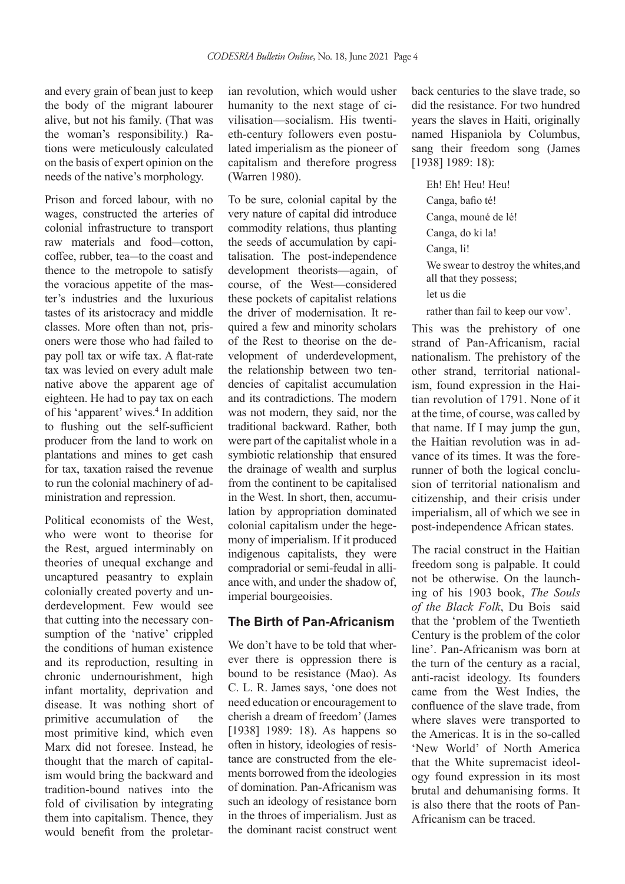and every grain of bean just to keep the body of the migrant labourer alive, but not his family. (That was the woman's responsibility.) Rations were meticulously calculated on the basis of expert opinion on the needs of the native's morphology.

Prison and forced labour, with no wages, constructed the arteries of colonial infrastructure to transport raw materials and food—cotton, coffee, rubber, tea—to the coast and thence to the metropole to satisfy the voracious appetite of the master's industries and the luxurious tastes of its aristocracy and middle classes. More often than not, prisoners were those who had failed to pay poll tax or wife tax. A flat-rate tax was levied on every adult male native above the apparent age of eighteen. He had to pay tax on each of his 'apparent' wives.[4] In addition to flushing out the self-sufficient producer from the land to work on plantations and mines to get cash for tax, taxation raised the revenue to run the colonial machinery of administration and repression.

Political economists of the West, who were wont to theorise for the Rest, argued interminably on theories of unequal exchange and uncaptured peasantry to explain colonially created poverty and underdevelopment. Few would see that cutting into the necessary consumption of the 'native' crippled the conditions of human existence and its reproduction, resulting in chronic undernourishment, high infant mortality, deprivation and disease. It was nothing short of primitive accumulation of the most primitive kind, which even Marx did not foresee. Instead, he thought that the march of capitalism would bring the backward and tradition-bound natives into the fold of civilisation by integrating them into capitalism. Thence, they would benefit from the proletarian revolution, which would usher humanity to the next stage of civilisation—socialism. His twentieth-century followers even postulated imperialism as the pioneer of capitalism and therefore progress (Warren 1980).

To be sure, colonial capital by the very nature of capital did introduce commodity relations, thus planting the seeds of accumulation by capitalisation. The post-independence development theorists—again, of course, of the West—considered these pockets of capitalist relations the driver of modernisation. It required a few and minority scholars of the Rest to theorise on the development of underdevelopment, the relationship between two tendencies of capitalist accumulation and its contradictions. The modern was not modern, they said, nor the traditional backward. Rather, both were part of the capitalist whole in a symbiotic relationship that ensured the drainage of wealth and surplus from the continent to be capitalised in the West. In short, then, accumulation by appropriation dominated colonial capitalism under the hegemony of imperialism. If it produced indigenous capitalists, they were compradorial or semi-feudal in alliance with, and under the shadow of, imperial bourgeoisies.

## The Birth of Pan-Africanism

We don't have to be told that wherever there is oppression there is bound to be resistance (Mao). As C. L. R. James says, 'one does not need education or encouragement to cherish a dream of freedom' (James [1938] 1989: 18). As happens so often in history, ideologies of resistance are constructed from the elements borrowed from the ideologies of domination. Pan-Africanism was such an ideology of resistance born in the throes of imperialism. Just as the dominant racist construct went back centuries to the slave trade, so did the resistance. For two hundred years the slaves in Haiti, originally named Hispaniola by Columbus, sang their freedom song (James [1938] 1989: 18):

> Eh! Eh! Heu! Heu!
> Canga, bafio té!
> Canga, mouné de lé!
> Canga, do ki la!
> Canga, li!
> We swear to destroy the whites,and all that they possess;
> let us die
> rather than fail to keep our vow'.

This was the prehistory of one strand of Pan-Africanism, racial nationalism. The prehistory of the other strand, territorial nationalism, found expression in the Haitian revolution of 1791. None of it at the time, of course, was called by that name. If I may jump the gun, the Haitian revolution was in advance of its times. It was the forerunner of both the logical conclusion of territorial nationalism and citizenship, and their crisis under imperialism, all of which we see in post-independence African states.

The racial construct in the Haitian freedom song is palpable. It could not be otherwise. On the launching of his 1903 book, *The Souls of the Black Folk*, Du Bois said that the 'problem of the Twentieth Century is the problem of the color line'. Pan-Africanism was born at the turn of the century as a racial, anti-racist ideology. Its founders came from the West Indies, the confluence of the slave trade, from where slaves were transported to the Americas. It is in the so-called 'New World' of North America that the White supremacist ideology found expression in its most brutal and dehumanising forms. It is also there that the roots of Pan-Africanism can be traced.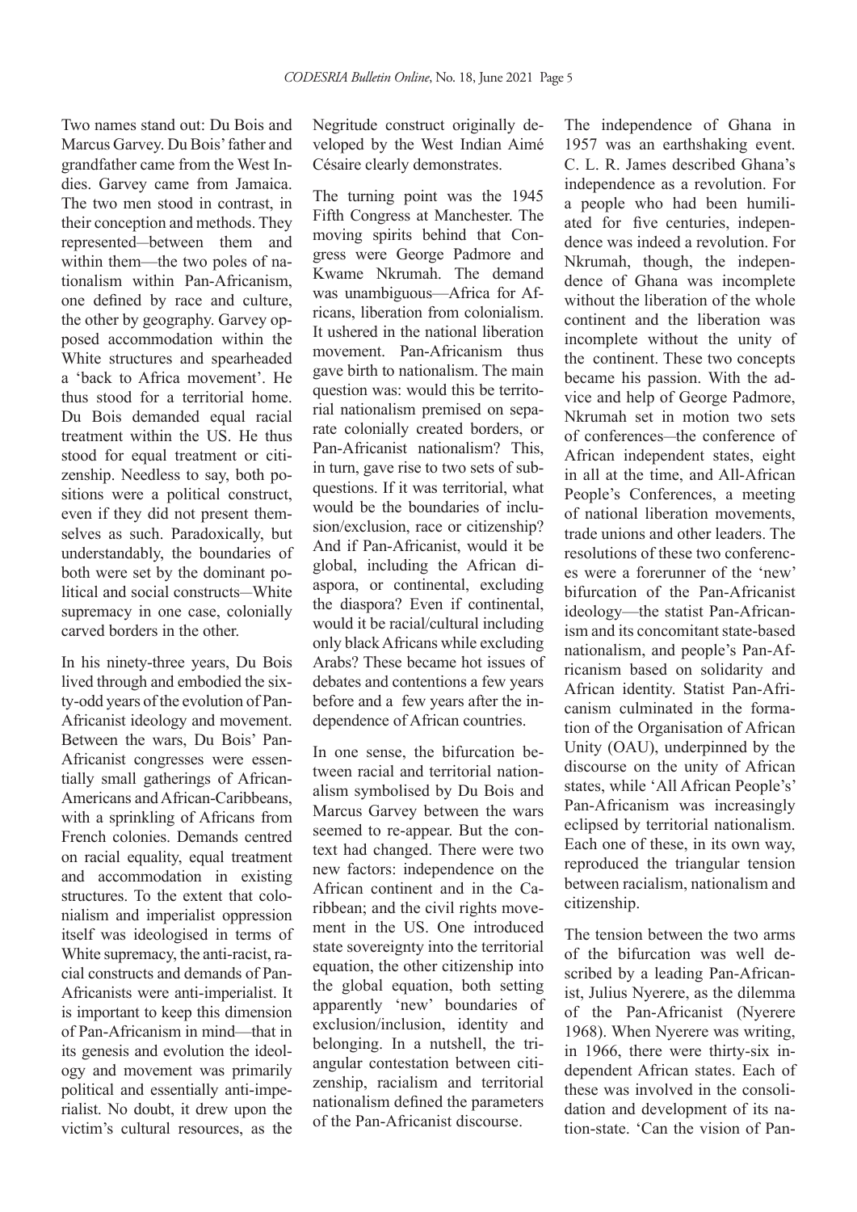Two names stand out: Du Bois and Marcus Garvey. Du Bois' father and grandfather came from the West Indies. Garvey came from Jamaica. The two men stood in contrast, in their conception and methods. They represented—between them and within them—the two poles of nationalism within Pan-Africanism, one defined by race and culture, the other by geography. Garvey opposed accommodation within the White structures and spearheaded a 'back to Africa movement'. He thus stood for a territorial home. Du Bois demanded equal racial treatment within the US. He thus stood for equal treatment or citizenship. Needless to say, both positions were a political construct, even if they did not present themselves as such. Paradoxically, but understandably, the boundaries of both were set by the dominant political and social constructs—White supremacy in one case, colonially carved borders in the other.

In his ninety-three years, Du Bois lived through and embodied the sixty-odd years of the evolution of Pan-Africanist ideology and movement. Between the wars, Du Bois' Pan-Africanist congresses were essentially small gatherings of African-Americans and African-Caribbeans, with a sprinkling of Africans from French colonies. Demands centred on racial equality, equal treatment and accommodation in existing structures. To the extent that colonialism and imperialist oppression itself was ideologised in terms of White supremacy, the anti-racist, racial constructs and demands of Pan-Africanists were anti-imperialist. It is important to keep this dimension of Pan-Africanism in mind—that in its genesis and evolution the ideology and movement was primarily political and essentially anti-imperialist. No doubt, it drew upon the victim's cultural resources, as the Negritude construct originally developed by the West Indian Aimé Césaire clearly demonstrates.

The turning point was the 1945 Fifth Congress at Manchester. The moving spirits behind that Congress were George Padmore and Kwame Nkrumah. The demand was unambiguous—Africa for Africans, liberation from colonialism. It ushered in the national liberation movement. Pan-Africanism thus gave birth to nationalism. The main question was: would this be territorial nationalism premised on separate colonially created borders, or Pan-Africanist nationalism? This, in turn, gave rise to two sets of sub-questions. If it was territorial, what would be the boundaries of inclusion/exclusion, race or citizenship? And if Pan-Africanist, would it be global, including the African diaspora, or continental, excluding the diaspora? Even if continental, would it be racial/cultural including only black Africans while excluding Arabs? These became hot issues of debates and contentions a few years before and a few years after the independence of African countries.

In one sense, the bifurcation between racial and territorial nationalism symbolised by Du Bois and Marcus Garvey between the wars seemed to re-appear. But the context had changed. There were two new factors: independence on the African continent and in the Caribbean; and the civil rights movement in the US. One introduced state sovereignty into the territorial equation, the other citizenship into the global equation, both setting apparently 'new' boundaries of exclusion/inclusion, identity and belonging. In a nutshell, the triangular contestation between citizenship, racialism and territorial nationalism defined the parameters of the Pan-Africanist discourse.

The independence of Ghana in 1957 was an earthshaking event. C. L. R. James described Ghana's independence as a revolution. For a people who had been humiliated for five centuries, independence was indeed a revolution. For Nkrumah, though, the independence of Ghana was incomplete without the liberation of the whole continent and the liberation was incomplete without the unity of the continent. These two concepts became his passion. With the advice and help of George Padmore, Nkrumah set in motion two sets of conferences—the conference of African independent states, eight in all at the time, and All-African People's Conferences, a meeting of national liberation movements, trade unions and other leaders. The resolutions of these two conferences were a forerunner of the 'new' bifurcation of the Pan-Africanist ideology—the statist Pan-Africanism and its concomitant state-based nationalism, and people's Pan-Africanism based on solidarity and African identity. Statist Pan-Africanism culminated in the formation of the Organisation of African Unity (OAU), underpinned by the discourse on the unity of African states, while 'All African People's' Pan-Africanism was increasingly eclipsed by territorial nationalism. Each one of these, in its own way, reproduced the triangular tension between racialism, nationalism and citizenship.

The tension between the two arms of the bifurcation was well described by a leading Pan-Africanist, Julius Nyerere, as the dilemma of the Pan-Africanist (Nyerere 1968). When Nyerere was writing, in 1966, there were thirty-six independent African states. Each of these was involved in the consolidation and development of its nation-state. 'Can the vision of Pan-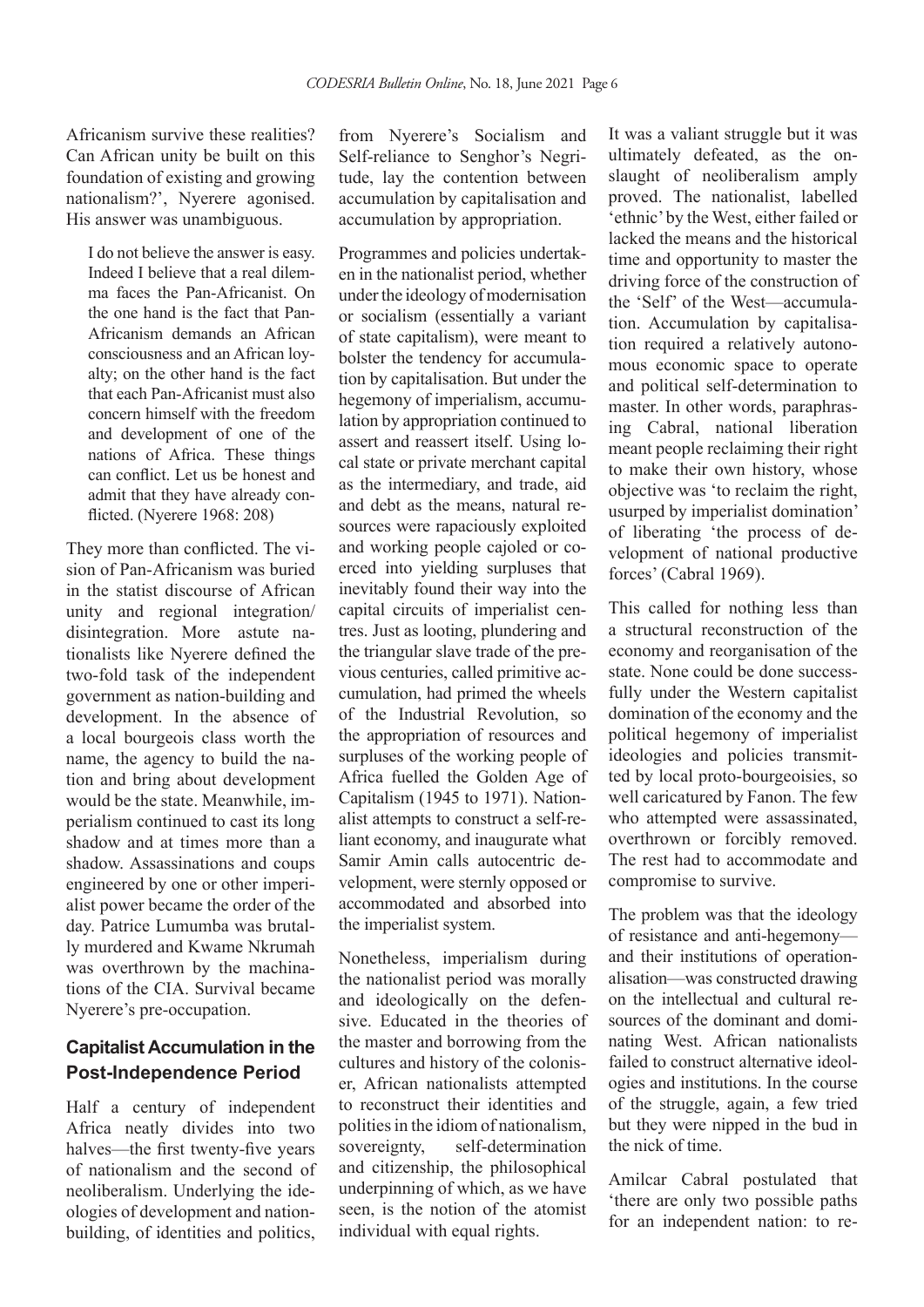Africanism survive these realities? Can African unity be built on this foundation of existing and growing nationalism?', Nyerere agonised. His answer was unambiguous.

> I do not believe the answer is easy. Indeed I believe that a real dilemma faces the Pan-Africanist. On the one hand is the fact that Pan-Africanism demands an African consciousness and an African loyalty; on the other hand is the fact that each Pan-Africanist must also concern himself with the freedom and development of one of the nations of Africa. These things can conflict. Let us be honest and admit that they have already conflicted. (Nyerere 1968: 208)

They more than conflicted. The vision of Pan-Africanism was buried in the statist discourse of African unity and regional integration/disintegration. More astute nationalists like Nyerere defined the two-fold task of the independent government as nation-building and development. In the absence of a local bourgeois class worth the name, the agency to build the nation and bring about development would be the state. Meanwhile, imperialism continued to cast its long shadow and at times more than a shadow. Assassinations and coups engineered by one or other imperialist power became the order of the day. Patrice Lumumba was brutally murdered and Kwame Nkrumah was overthrown by the machinations of the CIA. Survival became Nyerere's pre-occupation.

## Capitalist Accumulation in the Post-Independence Period

Half a century of independent Africa neatly divides into two halves—the first twenty-five years of nationalism and the second of neoliberalism. Underlying the ideologies of development and nation-building, of identities and politics, from Nyerere's Socialism and Self-reliance to Senghor's Negritude, lay the contention between accumulation by capitalisation and accumulation by appropriation.

Programmes and policies undertaken in the nationalist period, whether under the ideology of modernisation or socialism (essentially a variant of state capitalism), were meant to bolster the tendency for accumulation by capitalisation. But under the hegemony of imperialism, accumulation by appropriation continued to assert and reassert itself. Using local state or private merchant capital as the intermediary, and trade, aid and debt as the means, natural resources were rapaciously exploited and working people cajoled or coerced into yielding surpluses that inevitably found their way into the capital circuits of imperialist centres. Just as looting, plundering and the triangular slave trade of the previous centuries, called primitive accumulation, had primed the wheels of the Industrial Revolution, so the appropriation of resources and surpluses of the working people of Africa fuelled the Golden Age of Capitalism (1945 to 1971). Nationalist attempts to construct a self-reliant economy, and inaugurate what Samir Amin calls autocentric development, were sternly opposed or accommodated and absorbed into the imperialist system.

Nonetheless, imperialism during the nationalist period was morally and ideologically on the defensive. Educated in the theories of the master and borrowing from the cultures and history of the coloniser, African nationalists attempted to reconstruct their identities and polities in the idiom of nationalism, sovereignty, self-determination and citizenship, the philosophical underpinning of which, as we have seen, is the notion of the atomist individual with equal rights.

It was a valiant struggle but it was ultimately defeated, as the onslaught of neoliberalism amply proved. The nationalist, labelled 'ethnic' by the West, either failed or lacked the means and the historical time and opportunity to master the driving force of the construction of the 'Self' of the West—accumulation. Accumulation by capitalisation required a relatively autonomous economic space to operate and political self-determination to master. In other words, paraphrasing Cabral, national liberation meant people reclaiming their right to make their own history, whose objective was 'to reclaim the right, usurped by imperialist domination' of liberating 'the process of development of national productive forces' (Cabral 1969).

This called for nothing less than a structural reconstruction of the economy and reorganisation of the state. None could be done successfully under the Western capitalist domination of the economy and the political hegemony of imperialist ideologies and policies transmitted by local proto-bourgeoisies, so well caricatured by Fanon. The few who attempted were assassinated, overthrown or forcibly removed. The rest had to accommodate and compromise to survive.

The problem was that the ideology of resistance and anti-hegemony—and their institutions of operationalisation—was constructed drawing on the intellectual and cultural resources of the dominant and dominating West. African nationalists failed to construct alternative ideologies and institutions. In the course of the struggle, again, a few tried but they were nipped in the bud in the nick of time.

Amilcar Cabral postulated that 'there are only two possible paths for an independent nation: to re-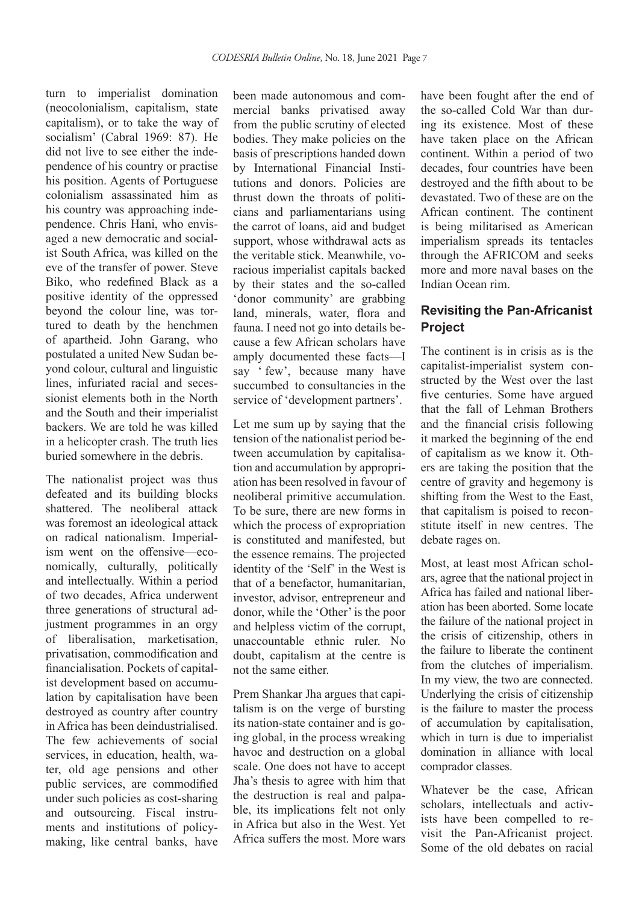turn to imperialist domination (neocolonialism, capitalism, state capitalism), or to take the way of socialism' (Cabral 1969: 87). He did not live to see either the independence of his country or practise his position. Agents of Portuguese colonialism assassinated him as his country was approaching independence. Chris Hani, who envisaged a new democratic and socialist South Africa, was killed on the eve of the transfer of power. Steve Biko, who redefined Black as a positive identity of the oppressed beyond the colour line, was tortured to death by the henchmen of apartheid. John Garang, who postulated a united New Sudan beyond colour, cultural and linguistic lines, infuriated racial and secessionist elements both in the North and the South and their imperialist backers. We are told he was killed in a helicopter crash. The truth lies buried somewhere in the debris.

The nationalist project was thus defeated and its building blocks shattered. The neoliberal attack was foremost an ideological attack on radical nationalism. Imperialism went on the offensive—economically, culturally, politically and intellectually. Within a period of two decades, Africa underwent three generations of structural adjustment programmes in an orgy of liberalisation, marketisation, privatisation, commodification and financialisation. Pockets of capitalist development based on accumulation by capitalisation have been destroyed as country after country in Africa has been deindustrialised. The few achievements of social services, in education, health, water, old age pensions and other public services, are commodified under such policies as cost-sharing and outsourcing. Fiscal instruments and institutions of policy-making, like central banks, have been made autonomous and commercial banks privatised away from the public scrutiny of elected bodies. They make policies on the basis of prescriptions handed down by International Financial Institutions and donors. Policies are thrust down the throats of politicians and parliamentarians using the carrot of loans, aid and budget support, whose withdrawal acts as the veritable stick. Meanwhile, voracious imperialist capitals backed by their states and the so-called 'donor community' are grabbing land, minerals, water, flora and fauna. I need not go into details because a few African scholars have amply documented these facts—I say ' few', because many have succumbed to consultancies in the service of 'development partners'.

Let me sum up by saying that the tension of the nationalist period between accumulation by capitalisation and accumulation by appropriation has been resolved in favour of neoliberal primitive accumulation. To be sure, there are new forms in which the process of expropriation is constituted and manifested, but the essence remains. The projected identity of the 'Self' in the West is that of a benefactor, humanitarian, investor, advisor, entrepreneur and donor, while the 'Other' is the poor and helpless victim of the corrupt, unaccountable ethnic ruler. No doubt, capitalism at the centre is not the same either.

Prem Shankar Jha argues that capitalism is on the verge of bursting its nation-state container and is going global, in the process wreaking havoc and destruction on a global scale. One does not have to accept Jha's thesis to agree with him that the destruction is real and palpable, its implications felt not only in Africa but also in the West. Yet Africa suffers the most. More wars have been fought after the end of the so-called Cold War than during its existence. Most of these have taken place on the African continent. Within a period of two decades, four countries have been destroyed and the fifth about to be devastated. Two of these are on the African continent. The continent is being militarised as American imperialism spreads its tentacles through the AFRICOM and seeks more and more naval bases on the Indian Ocean rim.

## Revisiting the Pan-Africanist Project

The continent is in crisis as is the capitalist-imperialist system constructed by the West over the last five centuries. Some have argued that the fall of Lehman Brothers and the financial crisis following it marked the beginning of the end of capitalism as we know it. Others are taking the position that the centre of gravity and hegemony is shifting from the West to the East, that capitalism is poised to reconstitute itself in new centres. The debate rages on.

Most, at least most African scholars, agree that the national project in Africa has failed and national liberation has been aborted. Some locate the failure of the national project in the crisis of citizenship, others in the failure to liberate the continent from the clutches of imperialism. In my view, the two are connected. Underlying the crisis of citizenship is the failure to master the process of accumulation by capitalisation, which in turn is due to imperialist domination in alliance with local comprador classes.

Whatever be the case, African scholars, intellectuals and activists have been compelled to revisit the Pan-Africanist project. Some of the old debates on racial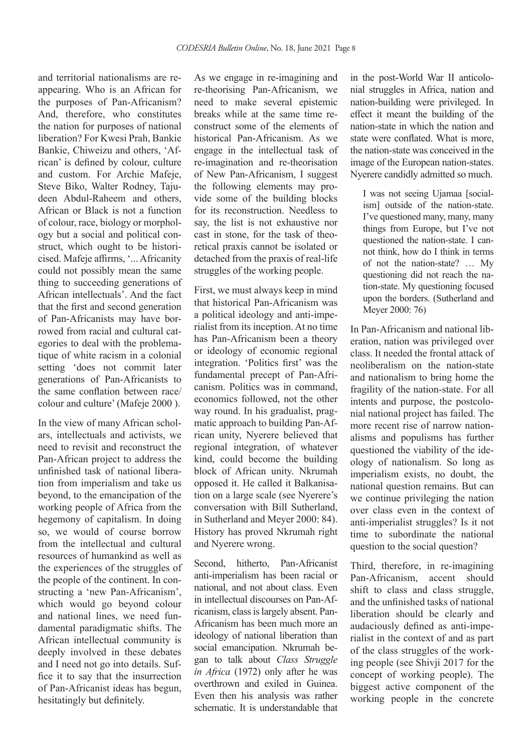and territorial nationalisms are reappearing. Who is an African for the purposes of Pan-Africanism? And, therefore, who constitutes the nation for purposes of national liberation? For Kwesi Prah, Bankie Bankie, Chiweizu and others, 'African' is defined by colour, culture and custom. For Archie Mafeje, Steve Biko, Walter Rodney, Tajudeen Abdul-Raheem and others, African or Black is not a function of colour, race, biology or morphology but a social and political construct, which ought to be historicised. Mafeje affirms, '... Africanity could not possibly mean the same thing to succeeding generations of African intellectuals'. And the fact that the first and second generation of Pan-Africanists may have borrowed from racial and cultural categories to deal with the problematique of white racism in a colonial setting 'does not commit later generations of Pan-Africanists to the same conflation between race/colour and culture' (Mafeje 2000 ).

In the view of many African scholars, intellectuals and activists, we need to revisit and reconstruct the Pan-African project to address the unfinished task of national liberation from imperialism and take us beyond, to the emancipation of the working people of Africa from the hegemony of capitalism. In doing so, we would of course borrow from the intellectual and cultural resources of humankind as well as the experiences of the struggles of the people of the continent. In constructing a 'new Pan-Africanism', which would go beyond colour and national lines, we need fundamental paradigmatic shifts. The African intellectual community is deeply involved in these debates and I need not go into details. Suffice it to say that the insurrection of Pan-Africanist ideas has begun, hesitatingly but definitely.

As we engage in re-imagining and re-theorising Pan-Africanism, we need to make several epistemic breaks while at the same time reconstruct some of the elements of historical Pan-Africanism. As we engage in the intellectual task of re-imagination and re-theorisation of New Pan-Africanism, I suggest the following elements may provide some of the building blocks for its reconstruction. Needless to say, the list is not exhaustive nor cast in stone, for the task of theoretical praxis cannot be isolated or detached from the praxis of real-life struggles of the working people.

First, we must always keep in mind that historical Pan-Africanism was a political ideology and anti-imperialist from its inception. At no time has Pan-Africanism been a theory or ideology of economic regional integration. 'Politics first' was the fundamental precept of Pan-Africanism. Politics was in command, economics followed, not the other way round. In his gradualist, pragmatic approach to building Pan-African unity, Nyerere believed that regional integration, of whatever kind, could become the building block of African unity. Nkrumah opposed it. He called it Balkanisation on a large scale (see Nyerere's conversation with Bill Sutherland, in Sutherland and Meyer 2000: 84). History has proved Nkrumah right and Nyerere wrong.

Second, hitherto, Pan-Africanist anti-imperialism has been racial or national, and not about class. Even in intellectual discourses on Pan-Africanism, class is largely absent. Pan-Africanism has been much more an ideology of national liberation than social emancipation. Nkrumah began to talk about *Class Struggle in Africa* (1972) only after he was overthrown and exiled in Guinea. Even then his analysis was rather schematic. It is understandable that in the post-World War II anticolonial struggles in Africa, nation and nation-building were privileged. In effect it meant the building of the nation-state in which the nation and state were conflated. What is more, the nation-state was conceived in the image of the European nation-states. Nyerere candidly admitted so much.

> I was not seeing Ujamaa [socialism] outside of the nation-state. I've questioned many, many, many things from Europe, but I've not questioned the nation-state. I cannot think, how do I think in terms of not the nation-state? … My questioning did not reach the nation-state. My questioning focused upon the borders. (Sutherland and Meyer 2000: 76)

In Pan-Africanism and national liberation, nation was privileged over class. It needed the frontal attack of neoliberalism on the nation-state and nationalism to bring home the fragility of the nation-state. For all intents and purpose, the postcolonial national project has failed. The more recent rise of narrow nationalisms and populisms has further questioned the viability of the ideology of nationalism. So long as imperialism exists, no doubt, the national question remains. But can we continue privileging the nation over class even in the context of anti-imperialist struggles? Is it not time to subordinate the national question to the social question?

Third, therefore, in re-imagining Pan-Africanism, accent should shift to class and class struggle, and the unfinished tasks of national liberation should be clearly and audaciously defined as anti-imperialist in the context of and as part of the class struggles of the working people (see Shivji 2017 for the concept of working people). The biggest active component of the working people in the concrete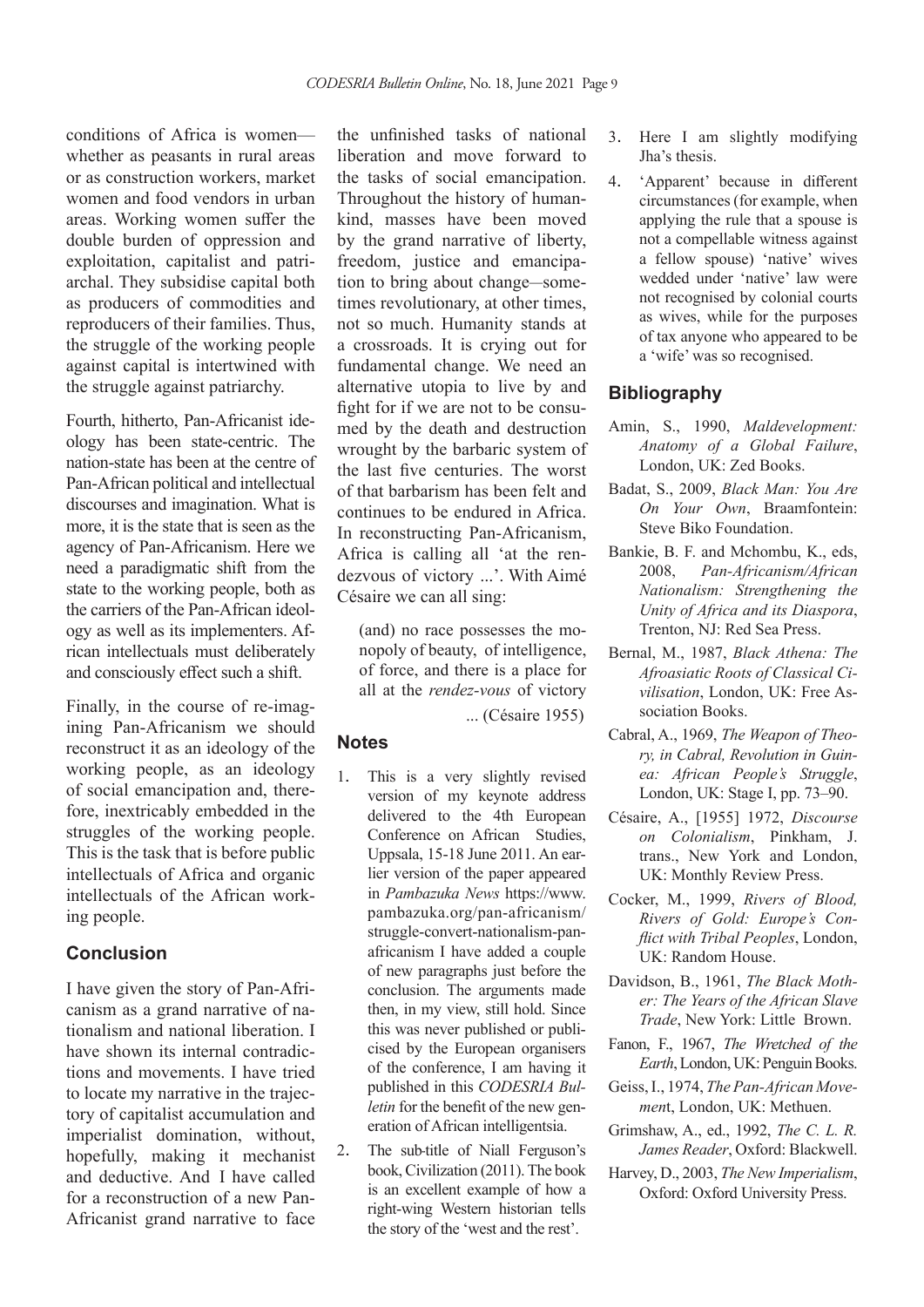conditions of Africa is women—whether as peasants in rural areas or as construction workers, market women and food vendors in urban areas. Working women suffer the double burden of oppression and exploitation, capitalist and patriarchal. They subsidise capital both as producers of commodities and reproducers of their families. Thus, the struggle of the working people against capital is intertwined with the struggle against patriarchy.

Fourth, hitherto, Pan-Africanist ideology has been state-centric. The nation-state has been at the centre of Pan-African political and intellectual discourses and imagination. What is more, it is the state that is seen as the agency of Pan-Africanism. Here we need a paradigmatic shift from the state to the working people, both as the carriers of the Pan-African ideology as well as its implementers. African intellectuals must deliberately and consciously effect such a shift.

Finally, in the course of re-imagining Pan-Africanism we should reconstruct it as an ideology of the working people, as an ideology of social emancipation and, therefore, inextricably embedded in the struggles of the working people. This is the task that is before public intellectuals of Africa and organic intellectuals of the African working people.

## Conclusion

I have given the story of Pan-Africanism as a grand narrative of nationalism and national liberation. I have shown its internal contradictions and movements. I have tried to locate my narrative in the trajectory of capitalist accumulation and imperialist domination, without, hopefully, making it mechanist and deductive. And I have called for a reconstruction of a new Pan-Africanist grand narrative to face the unfinished tasks of national liberation and move forward to the tasks of social emancipation. Throughout the history of humankind, masses have been moved by the grand narrative of liberty, freedom, justice and emancipation to bring about change–sometimes revolutionary, at other times, not so much. Humanity stands at a crossroads. It is crying out for fundamental change. We need an alternative utopia to live by and fight for if we are not to be consumed by the death and destruction wrought by the barbaric system of the last five centuries. The worst of that barbarism has been felt and continues to be endured in Africa. In reconstructing Pan-Africanism, Africa is calling all 'at the rendezvous of victory ...'. With Aimé Césaire we can all sing:

> (and) no race possesses the monopoly of beauty, of intelligence, of force, and there is a place for all at the *rendez-vous* of victory ... (Césaire 1955)

## Notes

1. This is a very slightly revised version of my keynote address delivered to the 4th European Conference on African Studies, Uppsala, 15-18 June 2011. An earlier version of the paper appeared in *Pambazuka News* https://www.pambazuka.org/pan-africanism/struggle-convert-nationalism-pan-africanism I have added a couple of new paragraphs just before the conclusion. The arguments made then, in my view, still hold. Since this was never published or publicised by the European organisers of the conference, I am having it published in this *CODESRIA Bulletin* for the benefit of the new generation of African intelligentsia.
2. The sub-title of Niall Ferguson's book, Civilization (2011). The book is an excellent example of how a right-wing Western historian tells the story of the 'west and the rest'.
3. Here I am slightly modifying Jha's thesis.
4. 'Apparent' because in different circumstances (for example, when applying the rule that a spouse is not a compellable witness against a fellow spouse) 'native' wives wedded under 'native' law were not recognised by colonial courts as wives, while for the purposes of tax anyone who appeared to be a 'wife' was so recognised.

## Bibliography

Amin, S., 1990, *Maldevelopment: Anatomy of a Global Failure*, London, UK: Zed Books.

Badat, S., 2009, *Black Man: You Are On Your Own*, Braamfontein: Steve Biko Foundation.

Bankie, B. F. and Mchombu, K., eds, 2008, *Pan-Africanism/African Nationalism: Strengthening the Unity of Africa and its Diaspora*, Trenton, NJ: Red Sea Press.

Bernal, M., 1987, *Black Athena: The Afroasiatic Roots of Classical Civilisation*, London, UK: Free Association Books.

Cabral, A., 1969, *The Weapon of Theory, in Cabral, Revolution in Guinea: African People's Struggle*, London, UK: Stage I, pp. 73–90.

Césaire, A., [1955] 1972, *Discourse on Colonialism*, Pinkham, J. trans., New York and London, UK: Monthly Review Press.

Cocker, M., 1999, *Rivers of Blood, Rivers of Gold: Europe's Conflict with Tribal Peoples*, London, UK: Random House.

Davidson, B., 1961, *The Black Mother: The Years of the African Slave Trade*, New York: Little Brown.

Fanon, F., 1967, *The Wretched of the Earth*, London, UK: Penguin Books.

Geiss, I., 1974, *The Pan-African Movement*, London, UK: Methuen.

Grimshaw, A., ed., 1992, *The C. L. R. James Reader*, Oxford: Blackwell.

Harvey, D., 2003, *The New Imperialism*, Oxford: Oxford University Press.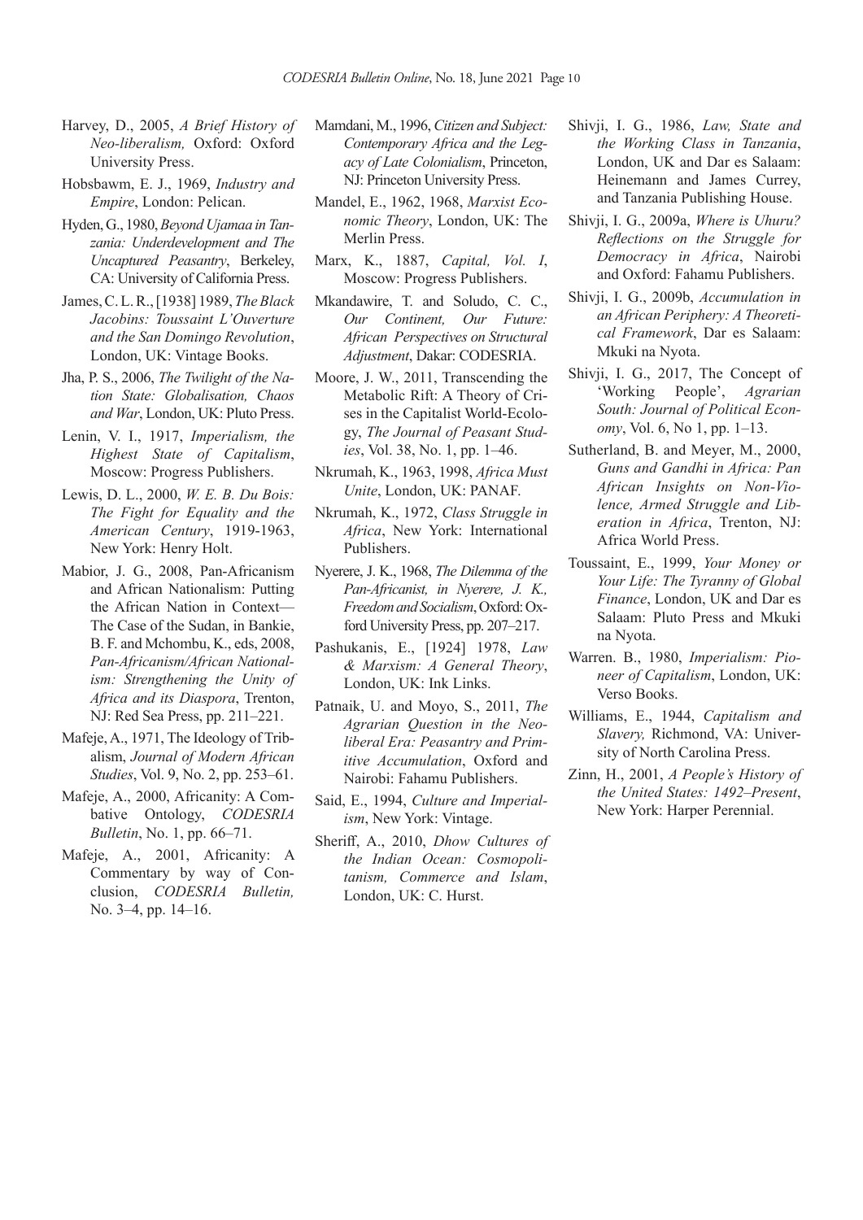Harvey, D., 2005, *A Brief History of Neo-liberalism,* Oxford: Oxford University Press.

Hobsbawm, E. J., 1969, *Industry and Empire*, London: Pelican.

Hyden, G., 1980, *Beyond Ujamaa in Tanzania: Underdevelopment and The Uncaptured Peasantry*, Berkeley, CA: University of California Press.

James, C. L. R., [1938] 1989, *The Black Jacobins: Toussaint L'Ouverture and the San Domingo Revolution*, London, UK: Vintage Books.

Jha, P. S., 2006, *The Twilight of the Nation State: Globalisation, Chaos and War*, London, UK: Pluto Press.

Lenin, V. I., 1917, *Imperialism, the Highest State of Capitalism*, Moscow: Progress Publishers.

Lewis, D. L., 2000, *W. E. B. Du Bois: The Fight for Equality and the American Century*, 1919-1963, New York: Henry Holt.

Mabior, J. G., 2008, Pan-Africanism and African Nationalism: Putting the African Nation in Context—The Case of the Sudan, in Bankie, B. F. and Mchombu, K., eds, 2008, *Pan-Africanism/African Nationalism: Strengthening the Unity of Africa and its Diaspora*, Trenton, NJ: Red Sea Press, pp. 211–221.

Mafeje, A., 1971, The Ideology of Tribalism, *Journal of Modern African Studies*, Vol. 9, No. 2, pp. 253–61.

Mafeje, A., 2000, Africanity: A Combative Ontology, *CODESRIA Bulletin*, No. 1, pp. 66–71.

Mafeje, A., 2001, Africanity: A Commentary by way of Conclusion, *CODESRIA Bulletin,* No. 3–4, pp. 14–16.

Mamdani, M., 1996, *Citizen and Subject: Contemporary Africa and the Legacy of Late Colonialism*, Princeton, NJ: Princeton University Press.

Mandel, E., 1962, 1968, *Marxist Economic Theory*, London, UK: The Merlin Press.

Marx, K., 1887, *Capital, Vol. I*, Moscow: Progress Publishers.

Mkandawire, T. and Soludo, C. C., *Our Continent, Our Future: African Perspectives on Structural Adjustment*, Dakar: CODESRIA.

Moore, J. W., 2011, Transcending the Metabolic Rift: A Theory of Crises in the Capitalist World-Ecology, *The Journal of Peasant Studies*, Vol. 38, No. 1, pp. 1–46.

Nkrumah, K., 1963, 1998, *Africa Must Unite*, London, UK: PANAF.

Nkrumah, K., 1972, *Class Struggle in Africa*, New York: International Publishers.

Nyerere, J. K., 1968, *The Dilemma of the Pan-Africanist, in Nyerere, J. K., Freedom and Socialism*, Oxford: Oxford University Press, pp. 207–217.

Pashukanis, E., [1924] 1978, *Law & Marxism: A General Theory*, London, UK: Ink Links.

Patnaik, U. and Moyo, S., 2011, *The Agrarian Question in the Neoliberal Era: Peasantry and Primitive Accumulation*, Oxford and Nairobi: Fahamu Publishers.

Said, E., 1994, *Culture and Imperialism*, New York: Vintage.

Sheriff, A., 2010, *Dhow Cultures of the Indian Ocean: Cosmopolitanism, Commerce and Islam*, London, UK: C. Hurst.

Shivji, I. G., 1986, *Law, State and the Working Class in Tanzania*, London, UK and Dar es Salaam: Heinemann and James Currey, and Tanzania Publishing House.

Shivji, I. G., 2009a, *Where is Uhuru? Reflections on the Struggle for Democracy in Africa*, Nairobi and Oxford: Fahamu Publishers.

Shivji, I. G., 2009b, *Accumulation in an African Periphery: A Theoretical Framework*, Dar es Salaam: Mkuki na Nyota.

Shivji, I. G., 2017, The Concept of 'Working People', *Agrarian South: Journal of Political Economy*, Vol. 6, No 1, pp. 1–13.

Sutherland, B. and Meyer, M., 2000, *Guns and Gandhi in Africa: Pan African Insights on Non-Violence, Armed Struggle and Liberation in Africa*, Trenton, NJ: Africa World Press.

Toussaint, E., 1999, *Your Money or Your Life: The Tyranny of Global Finance*, London, UK and Dar es Salaam: Pluto Press and Mkuki na Nyota.

Warren. B., 1980, *Imperialism: Pioneer of Capitalism*, London, UK: Verso Books.

Williams, E., 1944, *Capitalism and Slavery,* Richmond, VA: University of North Carolina Press.

Zinn, H., 2001, *A People's History of the United States: 1492–Present*, New York: Harper Perennial.